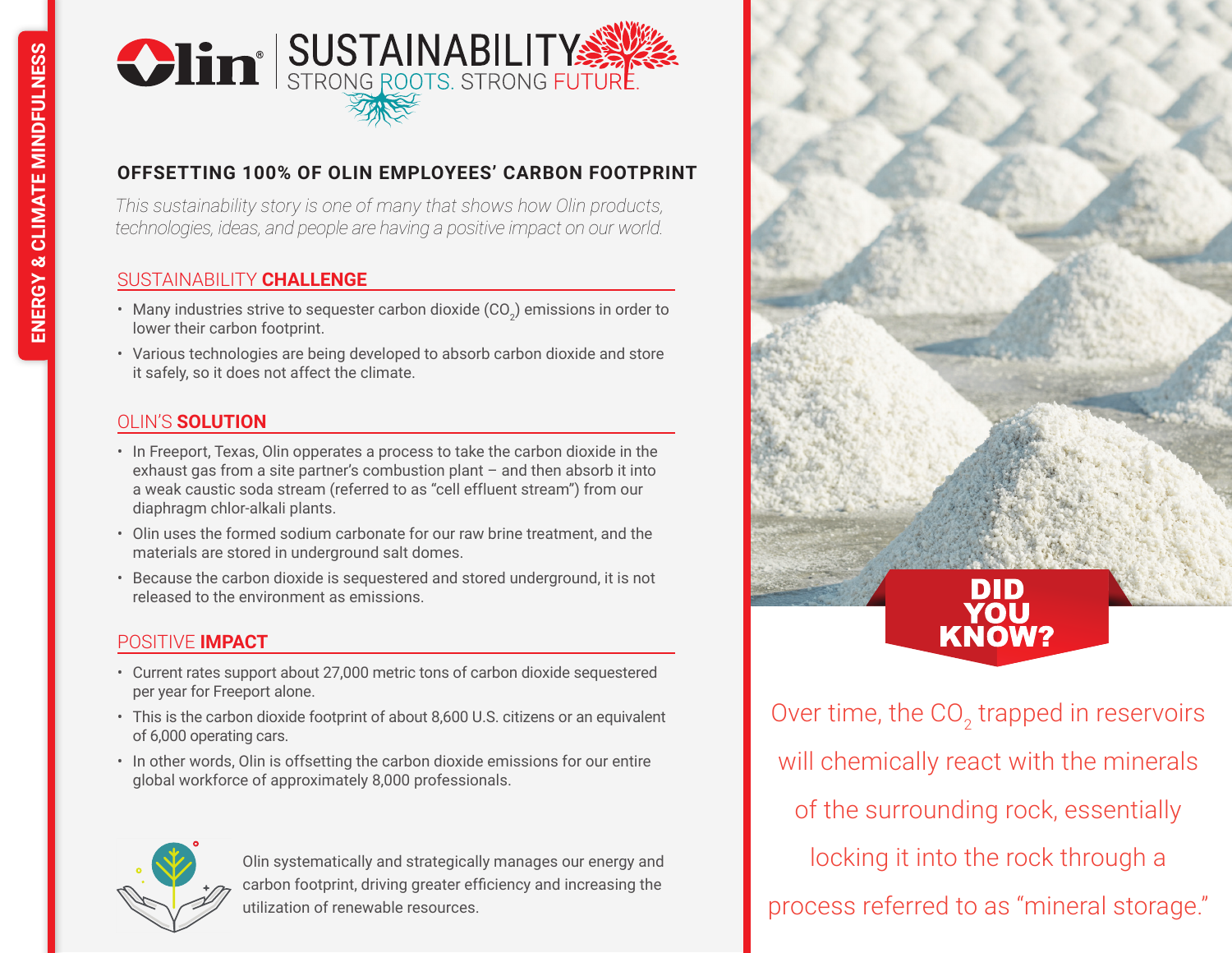ENERGY & CLIMATE MINDFULNESS

Olin® | SUSTAINABILITY
STRONG ROOTS. STRONG FUTURE.

## OFFSETTING 100% OF OLIN EMPLOYEES' CARBON FOOTPRINT

*This sustainability story is one of many that shows how Olin products, technologies, ideas, and people are having a positive impact on our world.*

### SUSTAINABILITY CHALLENGE

- Many industries strive to sequester carbon dioxide ($CO_2$) emissions in order to lower their carbon footprint.
- Various technologies are being developed to absorb carbon dioxide and store it safely, so it does not affect the climate.

### OLIN'S SOLUTION

- In Freeport, Texas, Olin opperates a process to take the carbon dioxide in the exhaust gas from a site partner's combustion plant – and then absorb it into a weak caustic soda stream (referred to as "cell effluent stream") from our diaphragm chlor-alkali plants.
- Olin uses the formed sodium carbonate for our raw brine treatment, and the materials are stored in underground salt domes.
- Because the carbon dioxide is sequestered and stored underground, it is not released to the environment as emissions.

### POSITIVE IMPACT

- Current rates support about 27,000 metric tons of carbon dioxide sequestered per year for Freeport alone.
- This is the carbon dioxide footprint of about 8,600 U.S. citizens or an equivalent of 6,000 operating cars.
- In other words, Olin is offsetting the carbon dioxide emissions for our entire global workforce of approximately 8,000 professionals.

Olin systematically and strategically manages our energy and carbon footprint, driving greater efficiency and increasing the utilization of renewable resources.

### DID YOU KNOW?

Over time, the $CO_2$ trapped in reservoirs will chemically react with the minerals of the surrounding rock, essentially locking it into the rock through a process referred to as "mineral storage."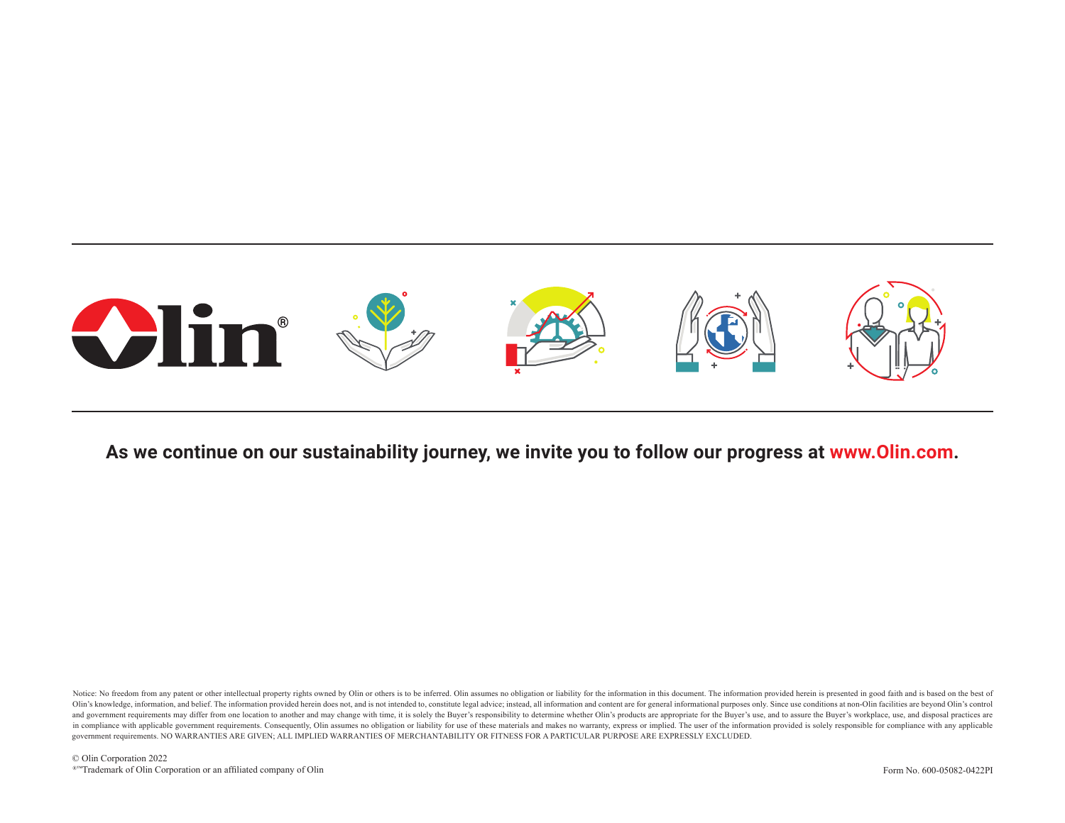**As we continue on our sustainability journey, we invite you to follow our progress at www.Olin.com.**

Notice: No freedom from any patent or other intellectual property rights owned by Olin or others is to be inferred. Olin assumes no obligation or liability for the information in this document. The information provided herein is presented in good faith and is based on the best of Olin's knowledge, information, and belief. The information provided herein does not, and is not intended to, constitute legal advice; instead, all information and content are for general informational purposes only. Since use conditions at non-Olin facilities are beyond Olin's control and government requirements may differ from one location to another and may change with time, it is solely the Buyer's responsibility to determine whether Olin's products are appropriate for the Buyer's use, and to assure the Buyer's workplace, use, and disposal practices are in compliance with applicable government requirements. Consequently, Olin assumes no obligation or liability for use of these materials and makes no warranty, express or implied. The user of the information provided is solely responsible for compliance with any applicable government requirements. NO WARRANTIES ARE GIVEN; ALL IMPLIED WARRANTIES OF MERCHANTABILITY OR FITNESS FOR A PARTICULAR PURPOSE ARE EXPRESSLY EXCLUDED.

© Olin Corporation 2022

®™Trademark of Olin Corporation or an affiliated company of Olin

Form No. 600-05082-0422PI